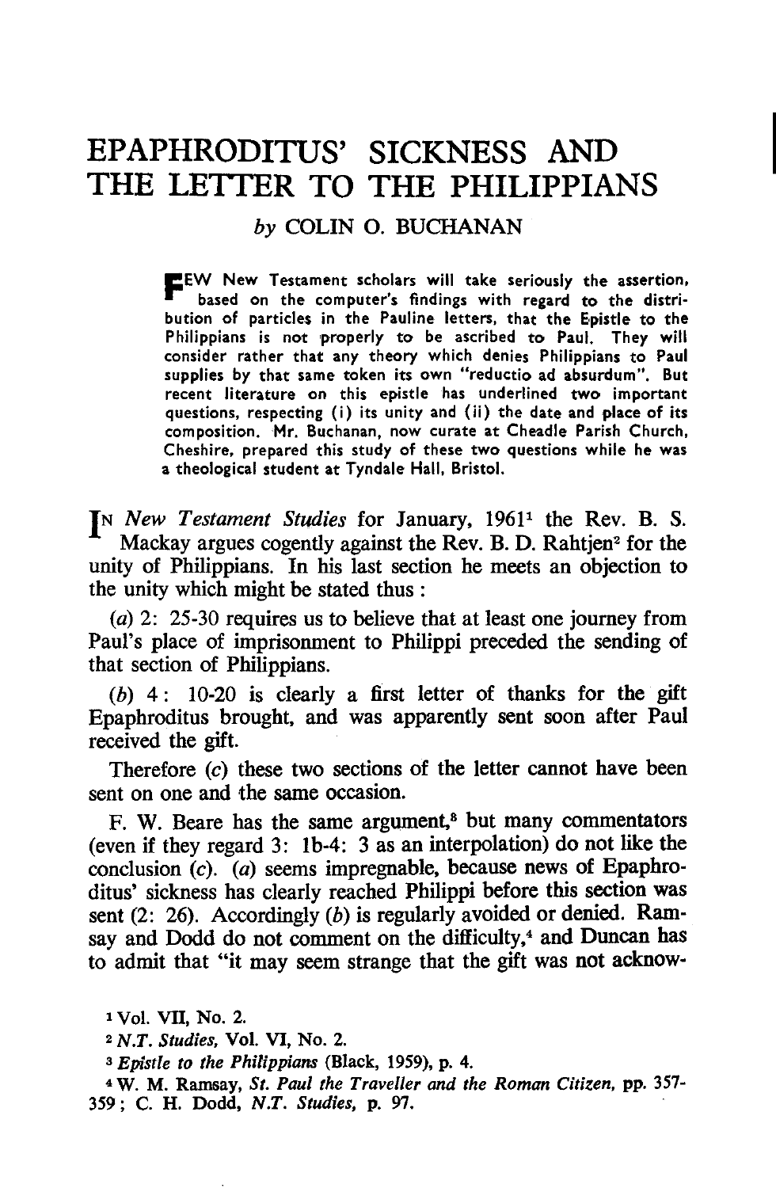# EPAPHRODITUS' SICKNESS AND THE LETTER TO THE PHILIPPIANS

*by* COLIN O. BUCHANAN

**F**EW New Testament scholars will take seriously the assertion, based on the computer's findings with regard to the distribution of particles in the Pauline letters, that the Epistle to the Philippians is not properly to be ascribed to Paul. They will consider rather that any theory which denies Philippians to Paul supplies by that same token its own "reductio ad absurdum". But recent literature on this epistle has underlined two important questions, respecting (i) its unity and (ii) the date and place of its composition. Mr. Buchanan, now curate at Cheadle Parish Church, Cheshire, prepared this study of these two questions while he was a theological student at Tyndale Hall, Bristol.

IN *New Testament Studies* for January, 1961[1] the Rev. B. S. Mackay argues cogently against the Rev. B. D. Rahtjen[2] for the unity of Philippians. In his last section he meets an objection to the unity which might be stated thus :

(*a*) 2: 25-30 requires us to believe that at least one journey from Paul's place of imprisonment to Philippi preceded the sending of that section of Philippians.

(*b*) 4: 10-20 is clearly a first letter of thanks for the gift Epaphroditus brought, and was apparently sent soon after Paul received the gift.

Therefore (*c*) these two sections of the letter cannot have been sent on one and the same occasion.

F. W. Beare has the same argument,[3] but many commentators (even if they regard 3: 1b-4: 3 as an interpolation) do not like the conclusion (*c*). (*a*) seems impregnable, because news of Epaphroditus' sickness has clearly reached Philippi before this section was sent (2: 26). Accordingly (*b*) is regularly avoided or denied. Ramsay and Dodd do not comment on the difficulty,[4] and Duncan has to admit that "it may seem strange that the gift was not acknow-

[1] Vol. VII, No. 2.

[2] *N.T. Studies*, Vol. VI, No. 2.

[3] *Epistle to the Philippians* (Black, 1959), p. 4.

[4] W. M. Ramsay, *St. Paul the Traveller and the Roman Citizen*, pp. 357-359; C. H. Dodd, *N.T. Studies*, p. 97.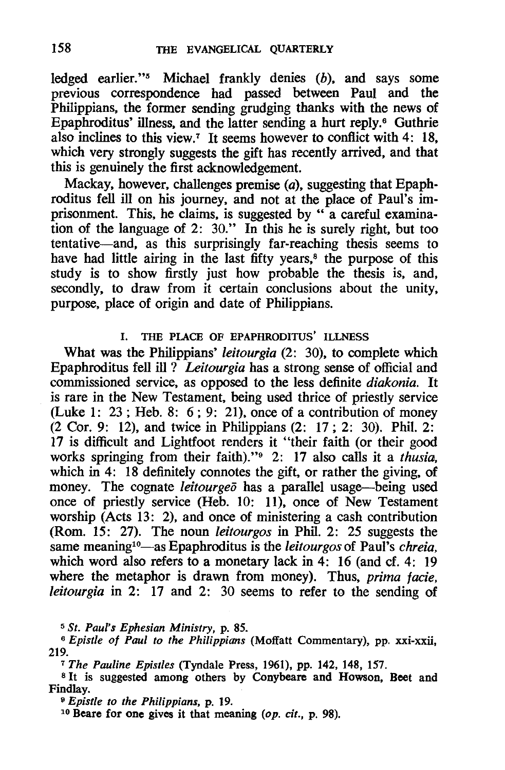ledged earlier."[5] Michael frankly denies (*b*), and says some previous correspondence had passed between Paul and the Philippians, the former sending grudging thanks with the news of Epaphroditus' illness, and the latter sending a hurt reply.[6] Guthrie also inclines to this view.[7] It seems however to conflict with 4: 18, which very strongly suggests the gift has recently arrived, and that this is genuinely the first acknowledgement.

Mackay, however, challenges premise (*a*), suggesting that Epaphroditus fell ill on his journey, and not at the place of Paul's imprisonment. This, he claims, is suggested by " a careful examination of the language of 2: 30." In this he is surely right, but too tentative—and, as this surprisingly far-reaching thesis seems to have had little airing in the last fifty years,[8] the purpose of this study is to show firstly just how probable the thesis is, and, secondly, to draw from it certain conclusions about the unity, purpose, place of origin and date of Philippians.

## I. THE PLACE OF EPAPHRODITUS' ILLNESS

What was the Philippians' *leitourgia* (2: 30), to complete which Epaphroditus fell ill ? *Leitourgia* has a strong sense of official and commissioned service, as opposed to the less definite *diakonia*. It is rare in the New Testament, being used thrice of priestly service (Luke 1: 23 ; Heb. 8: 6 ; 9: 21), once of a contribution of money (2 Cor. 9: 12), and twice in Philippians (2: 17 ; 2: 30). Phil. 2: 17 is difficult and Lightfoot renders it "their faith (or their good works springing from their faith)."[9] 2: 17 also calls it a *thusia*, which in 4: 18 definitely connotes the gift, or rather the giving, of money. The cognate *leitourgeō* has a parallel usage—being used once of priestly service (Heb. 10: 11), once of New Testament worship (Acts 13: 2), and once of ministering a cash contribution (Rom. 15: 27). The noun *leitourgos* in Phil. 2: 25 suggests the same meaning[10]—as Epaphroditus is the *leitourgos* of Paul's *chreia*, which word also refers to a monetary lack in 4: 16 (and cf. 4: 19 where the metaphor is drawn from money). Thus, *prima facie*, *leitourgia* in 2: 17 and 2: 30 seems to refer to the sending of

---

[5] *St. Paul's Ephesian Ministry*, p. 85.

[6] *Epistle of Paul to the Philippians* (Moffatt Commentary), pp. xxi-xxii, 219.

[7] *The Pauline Epistles* (Tyndale Press, 1961), pp. 142, 148, 157.

[8] It is suggested among others by Conybeare and Howson, Beet and Findlay.

[9] *Epistle to the Philippians*, p. 19.

[10] Beare for one gives it that meaning (*op. cit.*, p. 98).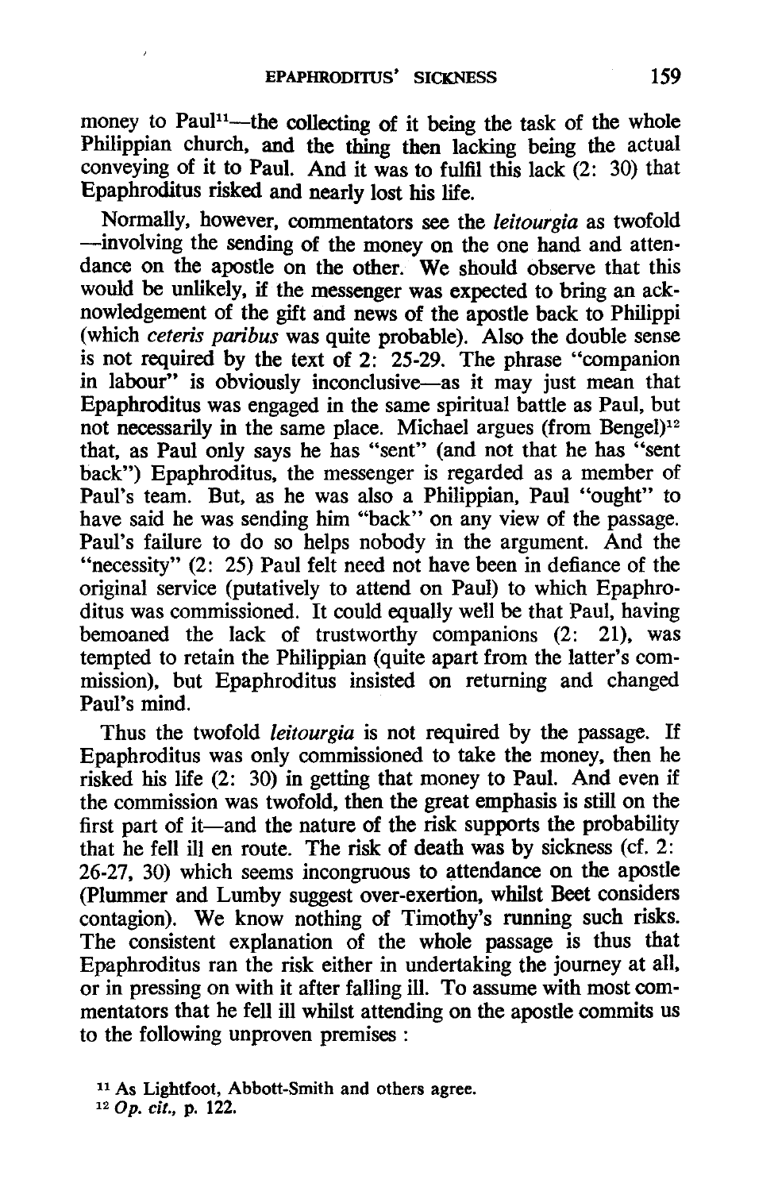money to Paul[11]—the collecting of it being the task of the whole Philippian church, and the thing then lacking being the actual conveying of it to Paul. And it was to fulfil this lack (2: 30) that Epaphroditus risked and nearly lost his life.

Normally, however, commentators see the *leitourgia* as twofold —involving the sending of the money on the one hand and attendance on the apostle on the other. We should observe that this would be unlikely, if the messenger was expected to bring an acknowledgement of the gift and news of the apostle back to Philippi (which *ceteris paribus* was quite probable). Also the double sense is not required by the text of 2: 25-29. The phrase "companion in labour" is obviously inconclusive—as it may just mean that Epaphroditus was engaged in the same spiritual battle as Paul, but not necessarily in the same place. Michael argues (from Bengel)[12] that, as Paul only says he has "sent" (and not that he has "sent back") Epaphroditus, the messenger is regarded as a member of Paul's team. But, as he was also a Philippian, Paul "ought" to have said he was sending him "back" on any view of the passage. Paul's failure to do so helps nobody in the argument. And the "necessity" (2: 25) Paul felt need not have been in defiance of the original service (putatively to attend on Paul) to which Epaphroditus was commissioned. It could equally well be that Paul, having bemoaned the lack of trustworthy companions (2: 21), was tempted to retain the Philippian (quite apart from the latter's commission), but Epaphroditus insisted on returning and changed Paul's mind.

Thus the twofold *leitourgia* is not required by the passage. If Epaphroditus was only commissioned to take the money, then he risked his life (2: 30) in getting that money to Paul. And even if the commission was twofold, then the great emphasis is still on the first part of it—and the nature of the risk supports the probability that he fell ill en route. The risk of death was by sickness (cf. 2: 26-27, 30) which seems incongruous to attendance on the apostle (Plummer and Lumby suggest over-exertion, whilst Beet considers contagion). We know nothing of Timothy's running such risks. The consistent explanation of the whole passage is thus that Epaphroditus ran the risk either in undertaking the journey at all, or in pressing on with it after falling ill. To assume with most commentators that he fell ill whilst attending on the apostle commits us to the following unproven premises :

[11] As Lightfoot, Abbott-Smith and others agree.

[12] *Op. cit.*, p. 122.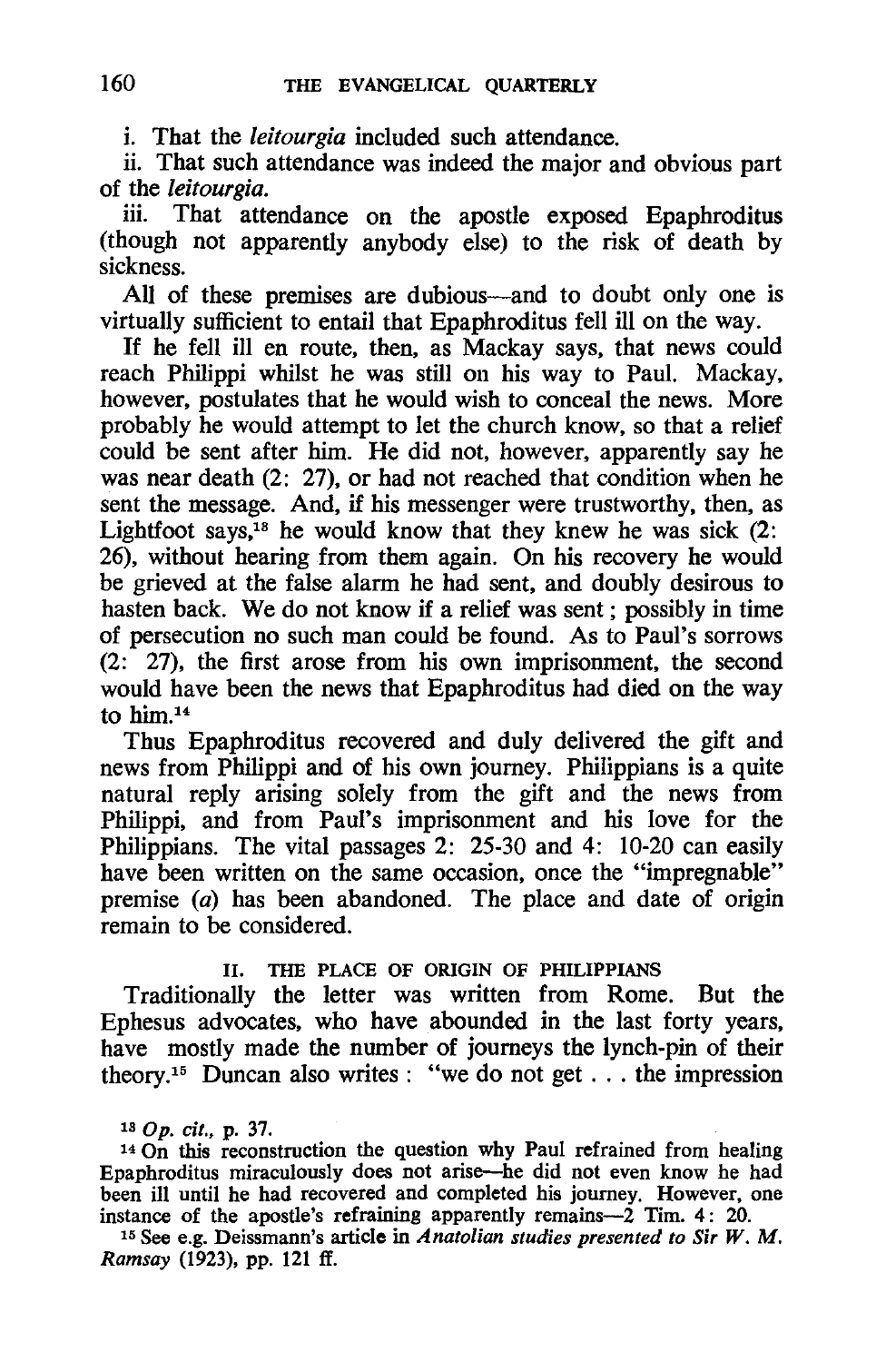i. That the *leitourgia* included such attendance.

ii. That such attendance was indeed the major and obvious part of the *leitourgia*.

iii. That attendance on the apostle exposed Epaphroditus (though not apparently anybody else) to the risk of death by sickness.

All of these premises are dubious—and to doubt only one is virtually sufficient to entail that Epaphroditus fell ill on the way.

If he fell ill en route, then, as Mackay says, that news could reach Philippi whilst he was still on his way to Paul. Mackay, however, postulates that he would wish to conceal the news. More probably he would attempt to let the church know, so that a relief could be sent after him. He did not, however, apparently say he was near death (2: 27), or had not reached that condition when he sent the message. And, if his messenger were trustworthy, then, as Lightfoot says,[13] he would know that they knew he was sick (2: 26), without hearing from them again. On his recovery he would be grieved at the false alarm he had sent, and doubly desirous to hasten back. We do not know if a relief was sent; possibly in time of persecution no such man could be found. As to Paul's sorrows (2: 27), the first arose from his own imprisonment, the second would have been the news that Epaphroditus had died on the way to him.[14]

Thus Epaphroditus recovered and duly delivered the gift and news from Philippi and of his own journey. Philippians is a quite natural reply arising solely from the gift and the news from Philippi, and from Paul's imprisonment and his love for the Philippians. The vital passages 2: 25-30 and 4: 10-20 can easily have been written on the same occasion, once the "impregnable" premise (*a*) has been abandoned. The place and date of origin remain to be considered.

## II. THE PLACE OF ORIGIN OF PHILIPPIANS

Traditionally the letter was written from Rome. But the Ephesus advocates, who have abounded in the last forty years, have mostly made the number of journeys the lynch-pin of their theory.[15] Duncan also writes: "we do not get . . . the impression

---

[13] *Op. cit.*, p. 37.

[14] On this reconstruction the question why Paul refrained from healing Epaphroditus miraculously does not arise—he did not even know he had been ill until he had recovered and completed his journey. However, one instance of the apostle's refraining apparently remains—2 Tim. 4: 20.

[15] See e.g. Deissmann's article in *Anatolian studies presented to Sir W. M. Ramsay* (1923), pp. 121 ff.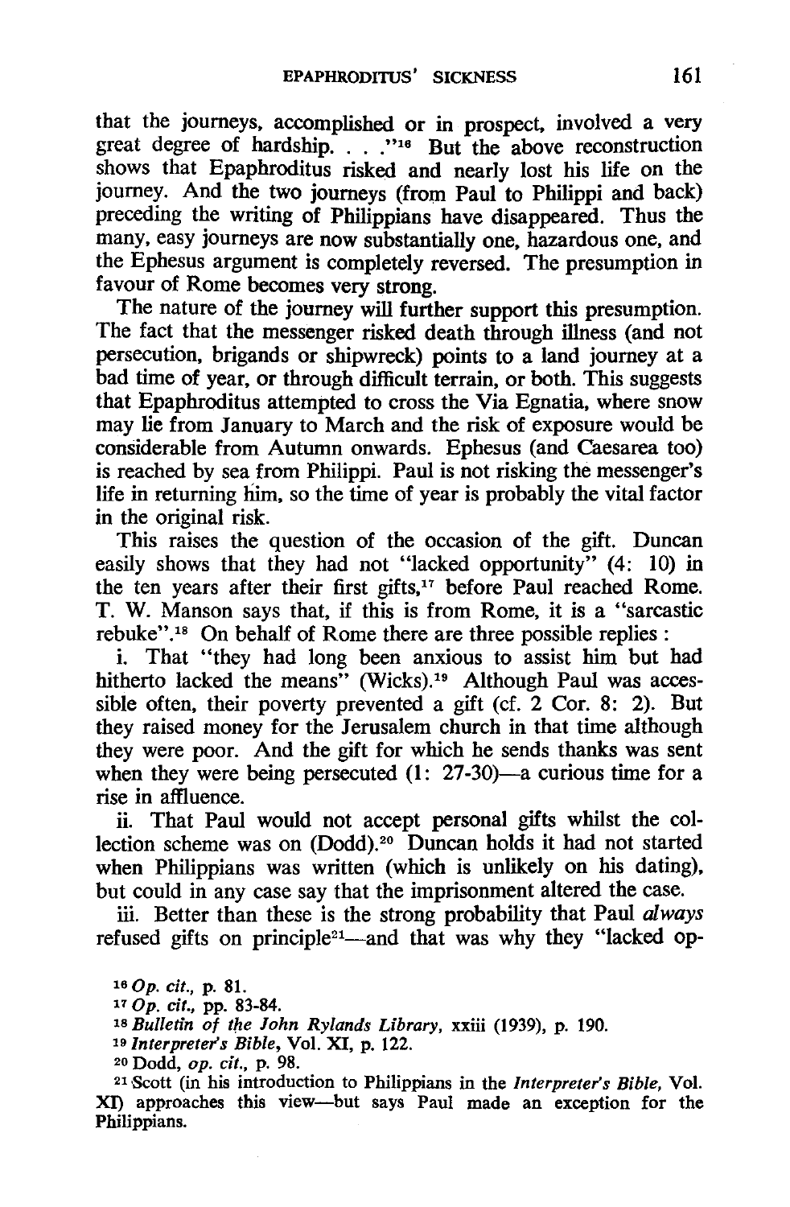that the journeys, accomplished or in prospect, involved a very great degree of hardship. . . ."[16] But the above reconstruction shows that Epaphroditus risked and nearly lost his life on the journey. And the two journeys (from Paul to Philippi and back) preceding the writing of Philippians have disappeared. Thus the many, easy journeys are now substantially one, hazardous one, and the Ephesus argument is completely reversed. The presumption in favour of Rome becomes very strong.

The nature of the journey will further support this presumption. The fact that the messenger risked death through illness (and not persecution, brigands or shipwreck) points to a land journey at a bad time of year, or through difficult terrain, or both. This suggests that Epaphroditus attempted to cross the Via Egnatia, where snow may lie from January to March and the risk of exposure would be considerable from Autumn onwards. Ephesus (and Caesarea too) is reached by sea from Philippi. Paul is not risking the messenger's life in returning him, so the time of year is probably the vital factor in the original risk.

This raises the question of the occasion of the gift. Duncan easily shows that they had not "lacked opportunity" (4: 10) in the ten years after their first gifts,[17] before Paul reached Rome. T. W. Manson says that, if this is from Rome, it is a "sarcastic rebuke".[18] On behalf of Rome there are three possible replies :

i. That "they had long been anxious to assist him but had hitherto lacked the means" (Wicks).[19] Although Paul was accessible often, their poverty prevented a gift (cf. 2 Cor. 8: 2). But they raised money for the Jerusalem church in that time although they were poor. And the gift for which he sends thanks was sent when they were being persecuted (1: 27-30)—a curious time for a rise in affluence.

ii. That Paul would not accept personal gifts whilst the collection scheme was on (Dodd).[20] Duncan holds it had not started when Philippians was written (which is unlikely on his dating), but could in any case say that the imprisonment altered the case.

iii. Better than these is the strong probability that Paul *always* refused gifts on principle[21]—and that was why they "lacked op-

---

[16] *Op. cit.*, p. 81.

[17] *Op. cit.*, pp. 83-84.

[18] *Bulletin of the John Rylands Library*, xxiii (1939), p. 190.

[19] *Interpreter's Bible*, Vol. XI, p. 122.

[20] Dodd, *op. cit.*, p. 98.

[21] Scott (in his introduction to Philippians in the *Interpreter's Bible*, Vol. XI) approaches this view—but says Paul made an exception for the Philippians.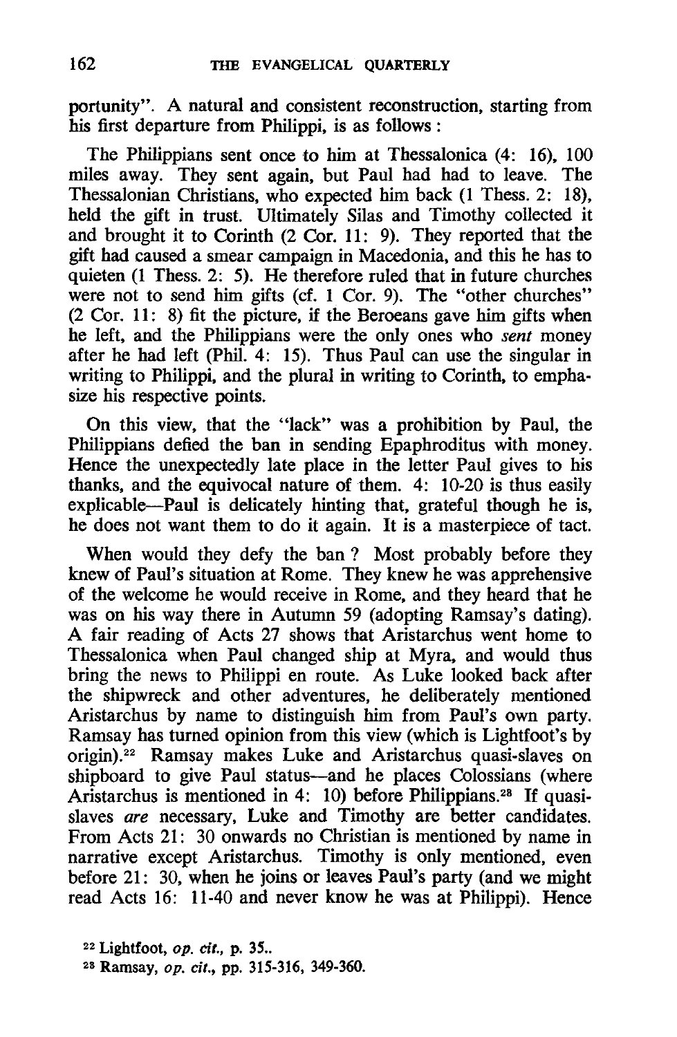portunity". A natural and consistent reconstruction, starting from his first departure from Philippi, is as follows:

The Philippians sent once to him at Thessalonica (4: 16), 100 miles away. They sent again, but Paul had had to leave. The Thessalonian Christians, who expected him back (1 Thess. 2: 18), held the gift in trust. Ultimately Silas and Timothy collected it and brought it to Corinth (2 Cor. 11: 9). They reported that the gift had caused a smear campaign in Macedonia, and this he has to quieten (1 Thess. 2: 5). He therefore ruled that in future churches were not to send him gifts (cf. 1 Cor. 9). The "other churches" (2 Cor. 11: 8) fit the picture, if the Beroeans gave him gifts when he left, and the Philippians were the only ones who *sent* money after he had left (Phil. 4: 15). Thus Paul can use the singular in writing to Philippi, and the plural in writing to Corinth, to emphasize his respective points.

On this view, that the "lack" was a prohibition by Paul, the Philippians defied the ban in sending Epaphroditus with money. Hence the unexpectedly late place in the letter Paul gives to his thanks, and the equivocal nature of them. 4: 10-20 is thus easily explicable—Paul is delicately hinting that, grateful though he is, he does not want them to do it again. It is a masterpiece of tact.

When would they defy the ban? Most probably before they knew of Paul's situation at Rome. They knew he was apprehensive of the welcome he would receive in Rome, and they heard that he was on his way there in Autumn 59 (adopting Ramsay's dating). A fair reading of Acts 27 shows that Aristarchus went home to Thessalonica when Paul changed ship at Myra, and would thus bring the news to Philippi en route. As Luke looked back after the shipwreck and other adventures, he deliberately mentioned Aristarchus by name to distinguish him from Paul's own party. Ramsay has turned opinion from this view (which is Lightfoot's by origin).[22] Ramsay makes Luke and Aristarchus quasi-slaves on shipboard to give Paul status—and he places Colossians (where Aristarchus is mentioned in 4: 10) before Philippians.[23] If quasi-slaves *are* necessary, Luke and Timothy are better candidates. From Acts 21: 30 onwards no Christian is mentioned by name in narrative except Aristarchus. Timothy is only mentioned, even before 21: 30, when he joins or leaves Paul's party (and we might read Acts 16: 11-40 and never know he was at Philippi). Hence

[22] Lightfoot, *op. cit.*, p. 35..

[23] Ramsay, *op. cit.*, pp. 315-316, 349-360.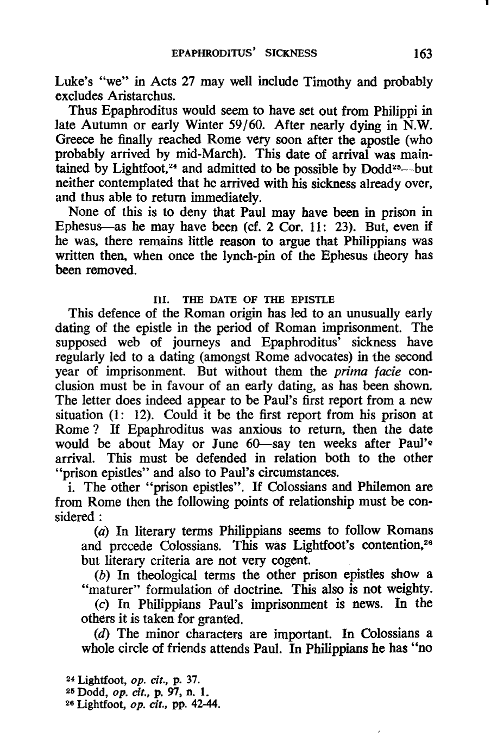Luke's "we" in Acts 27 may well include Timothy and probably excludes Aristarchus.

Thus Epaphroditus would seem to have set out from Philippi in late Autumn or early Winter 59/60. After nearly dying in N.W. Greece he finally reached Rome very soon after the apostle (who probably arrived by mid-March). This date of arrival was maintained by Lightfoot,[24] and admitted to be possible by Dodd[25]—but neither contemplated that he arrived with his sickness already over, and thus able to return immediately.

None of this is to deny that Paul may have been in prison in Ephesus—as he may have been (cf. 2 Cor. 11: 23). But, even if he was, there remains little reason to argue that Philippians was written then, when once the lynch-pin of the Ephesus theory has been removed.

## III. THE DATE OF THE EPISTLE

This defence of the Roman origin has led to an unusually early dating of the epistle in the period of Roman imprisonment. The supposed web of journeys and Epaphroditus' sickness have regularly led to a dating (amongst Rome advocates) in the second year of imprisonment. But without them the *prima facie* conclusion must be in favour of an early dating, as has been shown. The letter does indeed appear to be Paul's first report from a new situation (1: 12). Could it be the first report from his prison at Rome? If Epaphroditus was anxious to return, then the date would be about May or June 60—say ten weeks after Paul's arrival. This must be defended in relation both to the other "prison epistles" and also to Paul's circumstances.

i. The other "prison epistles". If Colossians and Philemon are from Rome then the following points of relationship must be considered:

(*a*) In literary terms Philippians seems to follow Romans and precede Colossians. This was Lightfoot's contention,[26] but literary criteria are not very cogent.

(*b*) In theological terms the other prison epistles show a "maturer" formulation of doctrine. This also is not weighty.

(*c*) In Philippians Paul's imprisonment is news. In the others it is taken for granted.

(*d*) The minor characters are important. In Colossians a whole circle of friends attends Paul. In Philippians he has "no

[24] Lightfoot, *op. cit.*, p. 37.

[25] Dodd, *op. cit.*, p. 97, n. 1.

[26] Lightfoot, *op. cit.*, pp. 42-44.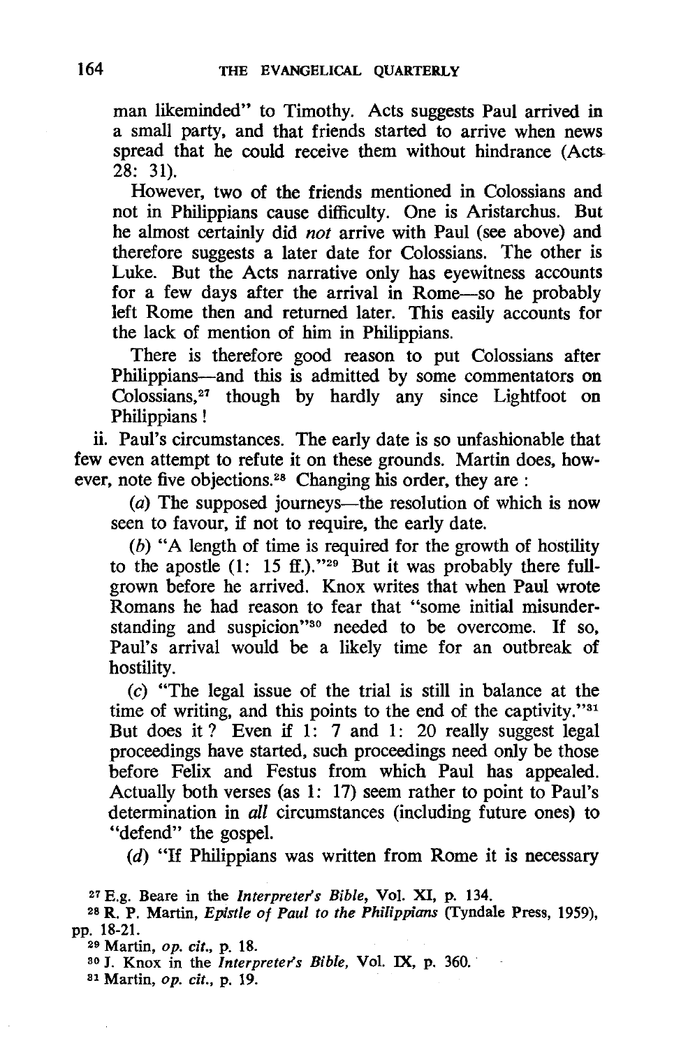man likeminded" to Timothy. Acts suggests Paul arrived in a small party, and that friends started to arrive when news spread that he could receive them without hindrance (Acts 28: 31).

However, two of the friends mentioned in Colossians and not in Philippians cause difficulty. One is Aristarchus. But he almost certainly did *not* arrive with Paul (see above) and therefore suggests a later date for Colossians. The other is Luke. But the Acts narrative only has eyewitness accounts for a few days after the arrival in Rome—so he probably left Rome then and returned later. This easily accounts for the lack of mention of him in Philippians.

There is therefore good reason to put Colossians after Philippians—and this is admitted by some commentators on Colossians,[27] though by hardly any since Lightfoot on Philippians!

ii. Paul's circumstances. The early date is so unfashionable that few even attempt to refute it on these grounds. Martin does, however, note five objections.[28] Changing his order, they are:

(*a*) The supposed journeys—the resolution of which is now seen to favour, if not to require, the early date.

(*b*) "A length of time is required for the growth of hostility to the apostle (1: 15 ff.)."[29] But it was probably there full-grown before he arrived. Knox writes that when Paul wrote Romans he had reason to fear that "some initial misunderstanding and suspicion"[30] needed to be overcome. If so, Paul's arrival would be a likely time for an outbreak of hostility.

(*c*) "The legal issue of the trial is still in balance at the time of writing, and this points to the end of the captivity."[31] But does it? Even if 1: 7 and 1: 20 really suggest legal proceedings have started, such proceedings need only be those before Felix and Festus from which Paul has appealed. Actually both verses (as 1: 17) seem rather to point to Paul's determination in *all* circumstances (including future ones) to "defend" the gospel.

(*d*) "If Philippians was written from Rome it is necessary

[27] E.g. Beare in the *Interpreter's Bible*, Vol. XI, p. 134.

[28] R. P. Martin, *Epistle of Paul to the Philippians* (Tyndale Press, 1959), pp. 18-21.

[29] Martin, *op. cit.*, p. 18.

[30] J. Knox in the *Interpreter's Bible*, Vol. IX, p. 360.

[31] Martin, *op. cit.*, p. 19.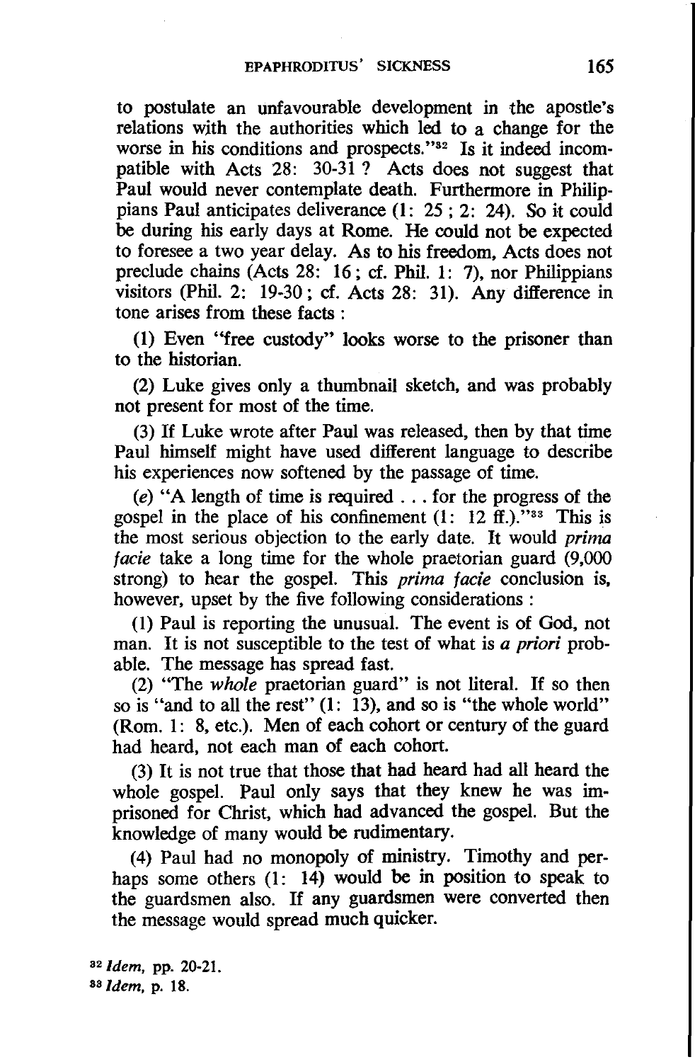to postulate an unfavourable development in the apostle's relations with the authorities which led to a change for the worse in his conditions and prospects."[32] Is it indeed incompatible with Acts 28: 30-31 ? Acts does not suggest that Paul would never contemplate death. Furthermore in Philippians Paul anticipates deliverance (1: 25 ; 2: 24). So it could be during his early days at Rome. He could not be expected to foresee a two year delay. As to his freedom, Acts does not preclude chains (Acts 28: 16 ; cf. Phil. 1: 7), nor Philippians visitors (Phil. 2: 19-30 ; cf. Acts 28: 31). Any difference in tone arises from these facts :

(1) Even "free custody" looks worse to the prisoner than to the historian.

(2) Luke gives only a thumbnail sketch, and was probably not present for most of the time.

(3) If Luke wrote after Paul was released, then by that time Paul himself might have used different language to describe his experiences now softened by the passage of time.

(*e*) "A length of time is required . . . for the progress of the gospel in the place of his confinement (1: 12 ff.)."[33] This is the most serious objection to the early date. It would *prima facie* take a long time for the whole praetorian guard (9,000 strong) to hear the gospel. This *prima facie* conclusion is, however, upset by the five following considerations :

(1) Paul is reporting the unusual. The event is of God, not man. It is not susceptible to the test of what is *a priori* probable. The message has spread fast.

(2) "The *whole* praetorian guard" is not literal. If so then so is "and to all the rest" (1: 13), and so is "the whole world" (Rom. 1: 8, etc.). Men of each cohort or century of the guard had heard, not each man of each cohort.

(3) It is not true that those that had heard had all heard the whole gospel. Paul only says that they knew he was imprisoned for Christ, which had advanced the gospel. But the knowledge of many would be rudimentary.

(4) Paul had no monopoly of ministry. Timothy and perhaps some others (1: 14) would be in position to speak to the guardsmen also. If any guardsmen were converted then the message would spread much quicker.

[32] *Idem*, pp. 20-21.

[33] *Idem*, p. 18.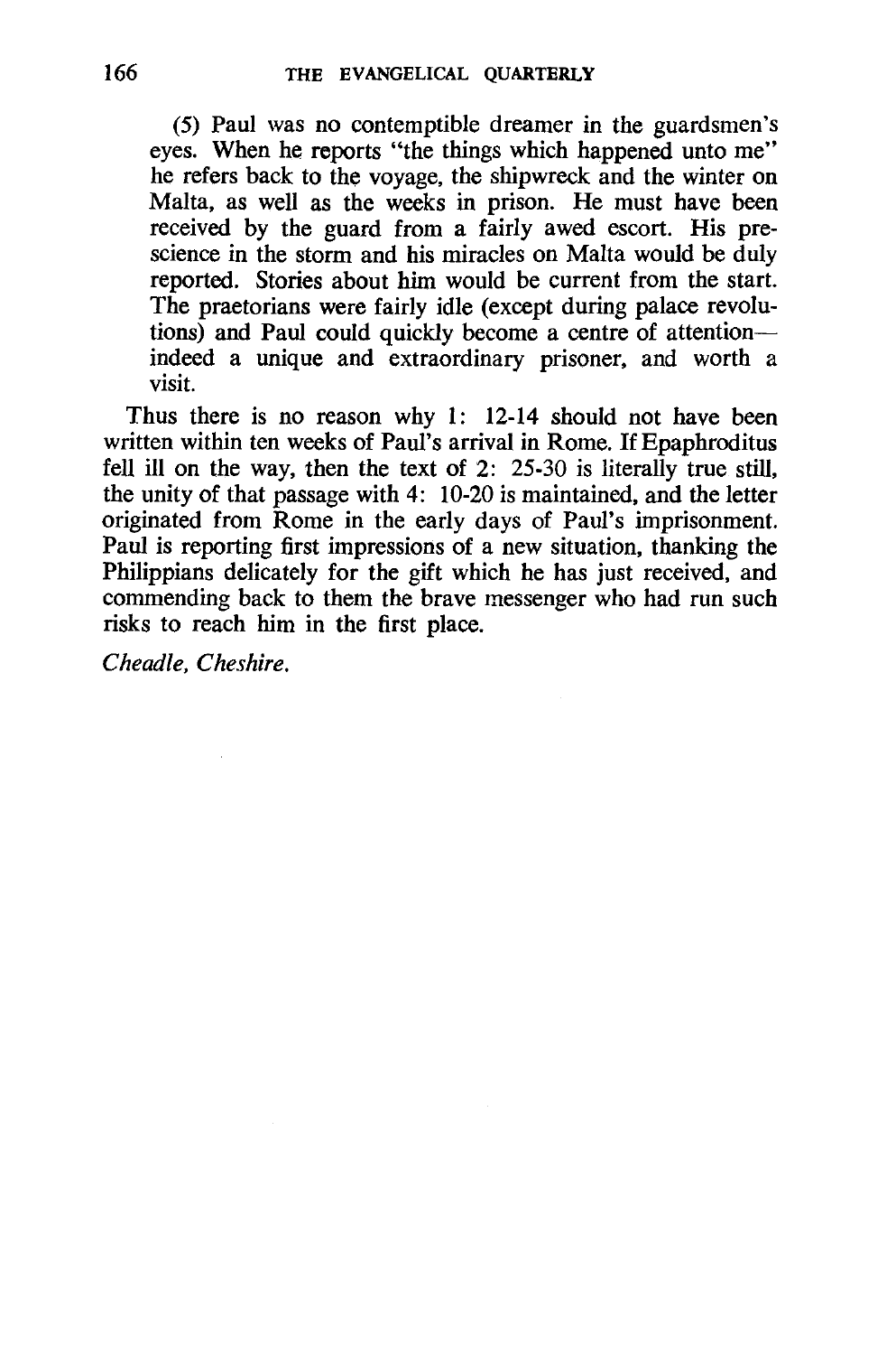(5) Paul was no contemptible dreamer in the guardsmen's eyes. When he reports "the things which happened unto me" he refers back to the voyage, the shipwreck and the winter on Malta, as well as the weeks in prison. He must have been received by the guard from a fairly awed escort. His prescience in the storm and his miracles on Malta would be duly reported. Stories about him would be current from the start. The praetorians were fairly idle (except during palace revolutions) and Paul could quickly become a centre of attention—indeed a unique and extraordinary prisoner, and worth a visit.

Thus there is no reason why 1: 12-14 should not have been written within ten weeks of Paul's arrival in Rome. If Epaphroditus fell ill on the way, then the text of 2: 25-30 is literally true still, the unity of that passage with 4: 10-20 is maintained, and the letter originated from Rome in the early days of Paul's imprisonment. Paul is reporting first impressions of a new situation, thanking the Philippians delicately for the gift which he has just received, and commending back to them the brave messenger who had run such risks to reach him in the first place.

*Cheadle, Cheshire.*